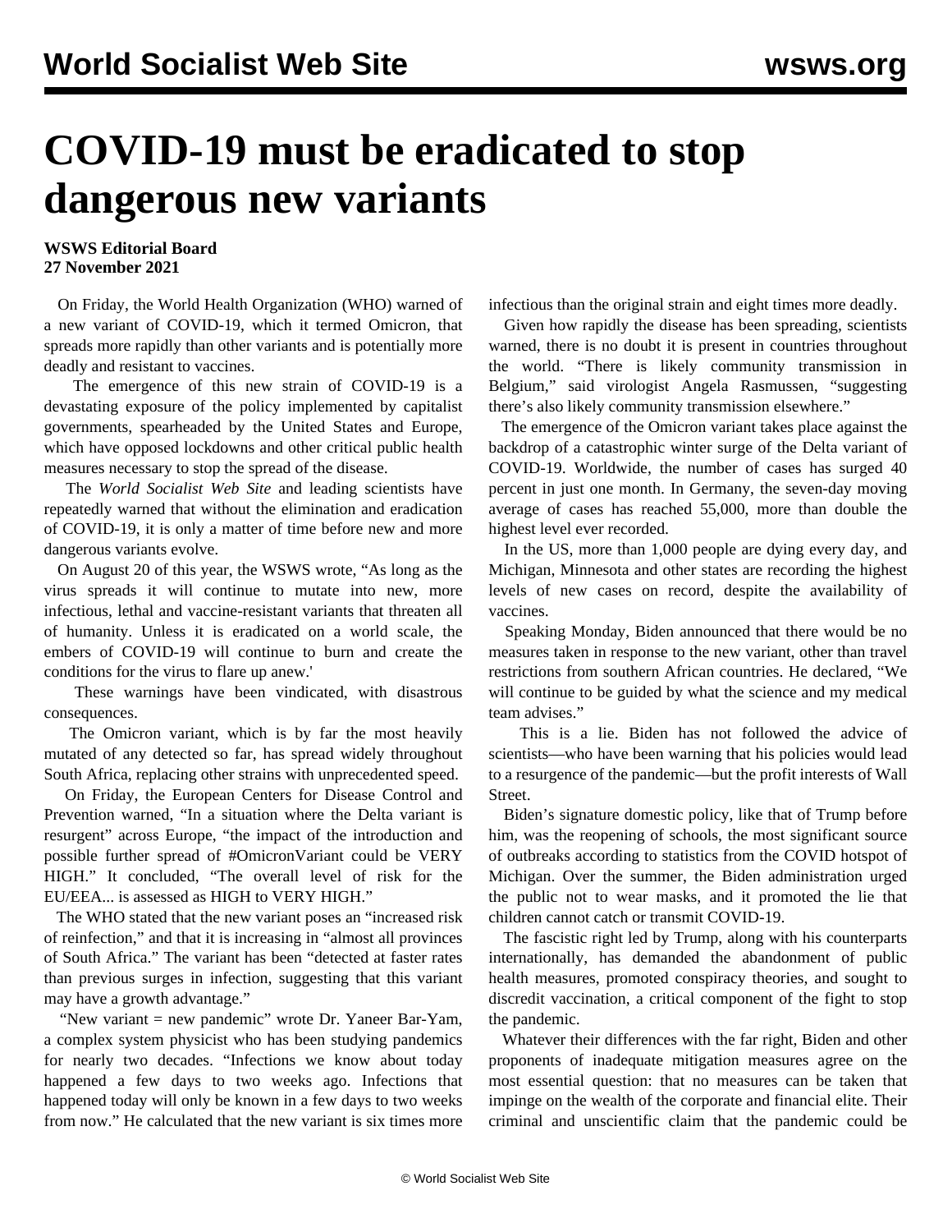# COVID-19 must be eradicated to stop dangerous new variants

**WSWS Editorial Board**
**27 November 2021**

On Friday, the World Health Organization (WHO) warned of a new variant of COVID-19, which it termed Omicron, that spreads more rapidly than other variants and is potentially more deadly and resistant to vaccines.

The emergence of this new strain of COVID-19 is a devastating exposure of the policy implemented by capitalist governments, spearheaded by the United States and Europe, which have opposed lockdowns and other critical public health measures necessary to stop the spread of the disease.

The *World Socialist Web Site* and leading scientists have repeatedly warned that without the elimination and eradication of COVID-19, it is only a matter of time before new and more dangerous variants evolve.

On August 20 of this year, the WSWS wrote, "As long as the virus spreads it will continue to mutate into new, more infectious, lethal and vaccine-resistant variants that threaten all of humanity. Unless it is eradicated on a world scale, the embers of COVID-19 will continue to burn and create the conditions for the virus to flare up anew.'

These warnings have been vindicated, with disastrous consequences.

The Omicron variant, which is by far the most heavily mutated of any detected so far, has spread widely throughout South Africa, replacing other strains with unprecedented speed.

On Friday, the European Centers for Disease Control and Prevention warned, "In a situation where the Delta variant is resurgent" across Europe, "the impact of the introduction and possible further spread of #OmicronVariant could be VERY HIGH." It concluded, "The overall level of risk for the EU/EEA... is assessed as HIGH to VERY HIGH."

The WHO stated that the new variant poses an "increased risk of reinfection," and that it is increasing in "almost all provinces of South Africa." The variant has been "detected at faster rates than previous surges in infection, suggesting that this variant may have a growth advantage."

"New variant = new pandemic" wrote Dr. Yaneer Bar-Yam, a complex system physicist who has been studying pandemics for nearly two decades. "Infections we know about today happened a few days to two weeks ago. Infections that happened today will only be known in a few days to two weeks from now." He calculated that the new variant is six times more infectious than the original strain and eight times more deadly.

Given how rapidly the disease has been spreading, scientists warned, there is no doubt it is present in countries throughout the world. "There is likely community transmission in Belgium," said virologist Angela Rasmussen, "suggesting there's also likely community transmission elsewhere."

The emergence of the Omicron variant takes place against the backdrop of a catastrophic winter surge of the Delta variant of COVID-19. Worldwide, the number of cases has surged 40 percent in just one month. In Germany, the seven-day moving average of cases has reached 55,000, more than double the highest level ever recorded.

In the US, more than 1,000 people are dying every day, and Michigan, Minnesota and other states are recording the highest levels of new cases on record, despite the availability of vaccines.

Speaking Monday, Biden announced that there would be no measures taken in response to the new variant, other than travel restrictions from southern African countries. He declared, "We will continue to be guided by what the science and my medical team advises."

This is a lie. Biden has not followed the advice of scientists—who have been warning that his policies would lead to a resurgence of the pandemic—but the profit interests of Wall Street.

Biden's signature domestic policy, like that of Trump before him, was the reopening of schools, the most significant source of outbreaks according to statistics from the COVID hotspot of Michigan. Over the summer, the Biden administration urged the public not to wear masks, and it promoted the lie that children cannot catch or transmit COVID-19.

The fascistic right led by Trump, along with his counterparts internationally, has demanded the abandonment of public health measures, promoted conspiracy theories, and sought to discredit vaccination, a critical component of the fight to stop the pandemic.

Whatever their differences with the far right, Biden and other proponents of inadequate mitigation measures agree on the most essential question: that no measures can be taken that impinge on the wealth of the corporate and financial elite. Their criminal and unscientific claim that the pandemic could be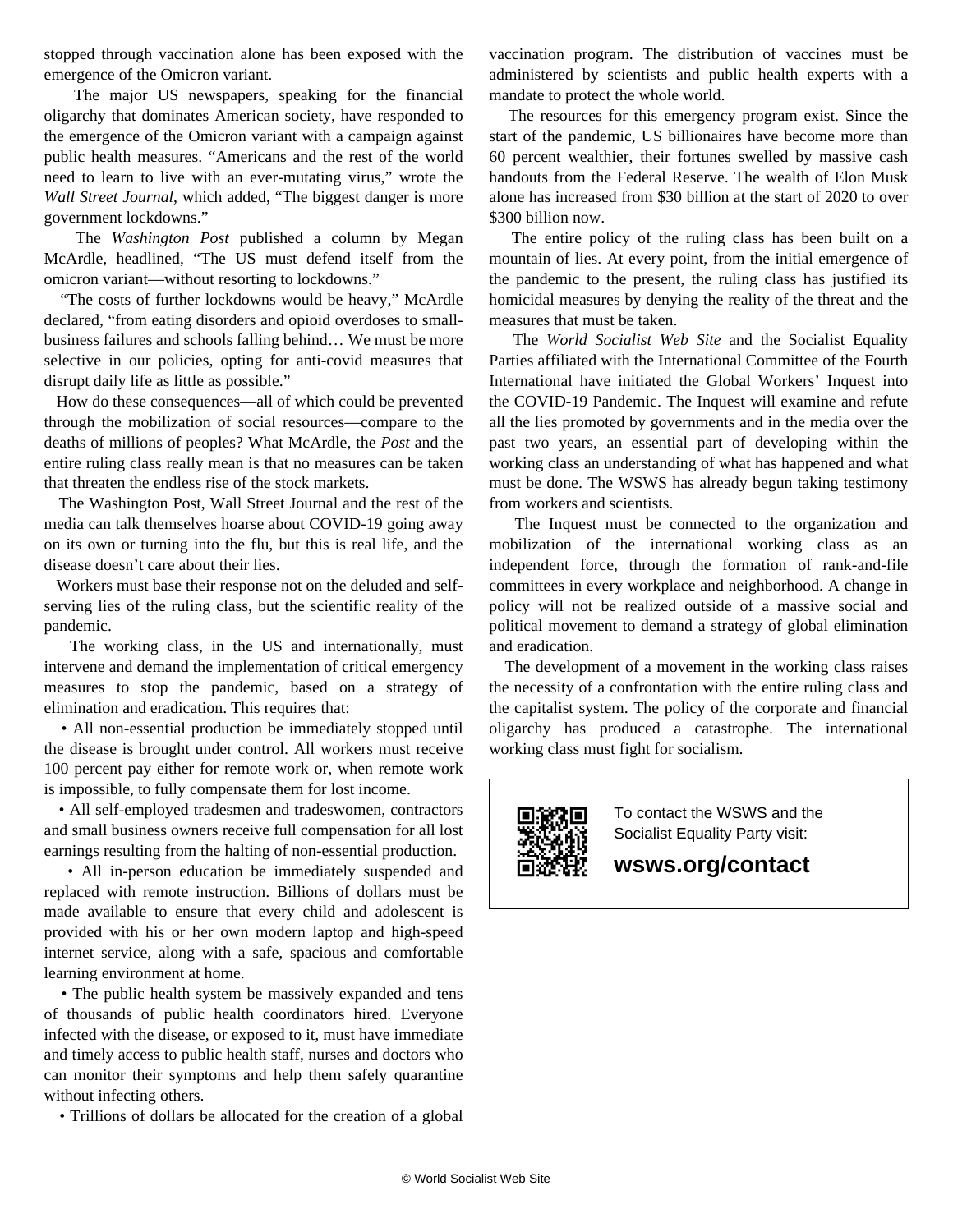stopped through vaccination alone has been exposed with the emergence of the Omicron variant.

The major US newspapers, speaking for the financial oligarchy that dominates American society, have responded to the emergence of the Omicron variant with a campaign against public health measures. "Americans and the rest of the world need to learn to live with an ever-mutating virus," wrote the *Wall Street Journal*, which added, "The biggest danger is more government lockdowns."

The *Washington Post* published a column by Megan McArdle, headlined, "The US must defend itself from the omicron variant—without resorting to lockdowns."

"The costs of further lockdowns would be heavy," McArdle declared, "from eating disorders and opioid overdoses to small-business failures and schools falling behind… We must be more selective in our policies, opting for anti-covid measures that disrupt daily life as little as possible."

How do these consequences—all of which could be prevented through the mobilization of social resources—compare to the deaths of millions of peoples? What McArdle, the *Post* and the entire ruling class really mean is that no measures can be taken that threaten the endless rise of the stock markets.

The Washington Post, Wall Street Journal and the rest of the media can talk themselves hoarse about COVID-19 going away on its own or turning into the flu, but this is real life, and the disease doesn't care about their lies.

Workers must base their response not on the deluded and self-serving lies of the ruling class, but the scientific reality of the pandemic.

The working class, in the US and internationally, must intervene and demand the implementation of critical emergency measures to stop the pandemic, based on a strategy of elimination and eradication. This requires that:

• All non-essential production be immediately stopped until the disease is brought under control. All workers must receive 100 percent pay either for remote work or, when remote work is impossible, to fully compensate them for lost income.

• All self-employed tradesmen and tradeswomen, contractors and small business owners receive full compensation for all lost earnings resulting from the halting of non-essential production.

• All in-person education be immediately suspended and replaced with remote instruction. Billions of dollars must be made available to ensure that every child and adolescent is provided with his or her own modern laptop and high-speed internet service, along with a safe, spacious and comfortable learning environment at home.

• The public health system be massively expanded and tens of thousands of public health coordinators hired. Everyone infected with the disease, or exposed to it, must have immediate and timely access to public health staff, nurses and doctors who can monitor their symptoms and help them safely quarantine without infecting others.

• Trillions of dollars be allocated for the creation of a global vaccination program. The distribution of vaccines must be administered by scientists and public health experts with a mandate to protect the whole world.

The resources for this emergency program exist. Since the start of the pandemic, US billionaires have become more than 60 percent wealthier, their fortunes swelled by massive cash handouts from the Federal Reserve. The wealth of Elon Musk alone has increased from $30 billion at the start of 2020 to over $300 billion now.

The entire policy of the ruling class has been built on a mountain of lies. At every point, from the initial emergence of the pandemic to the present, the ruling class has justified its homicidal measures by denying the reality of the threat and the measures that must be taken.

The *World Socialist Web Site* and the Socialist Equality Parties affiliated with the International Committee of the Fourth International have initiated the Global Workers' Inquest into the COVID-19 Pandemic. The Inquest will examine and refute all the lies promoted by governments and in the media over the past two years, an essential part of developing within the working class an understanding of what has happened and what must be done. The WSWS has already begun taking testimony from workers and scientists.

The Inquest must be connected to the organization and mobilization of the international working class as an independent force, through the formation of rank-and-file committees in every workplace and neighborhood. A change in policy will not be realized outside of a massive social and political movement to demand a strategy of global elimination and eradication.

The development of a movement in the working class raises the necessity of a confrontation with the entire ruling class and the capitalist system. The policy of the corporate and financial oligarchy has produced a catastrophe. The international working class must fight for socialism.

To contact the WSWS and the Socialist Equality Party visit:

**wsws.org/contact**